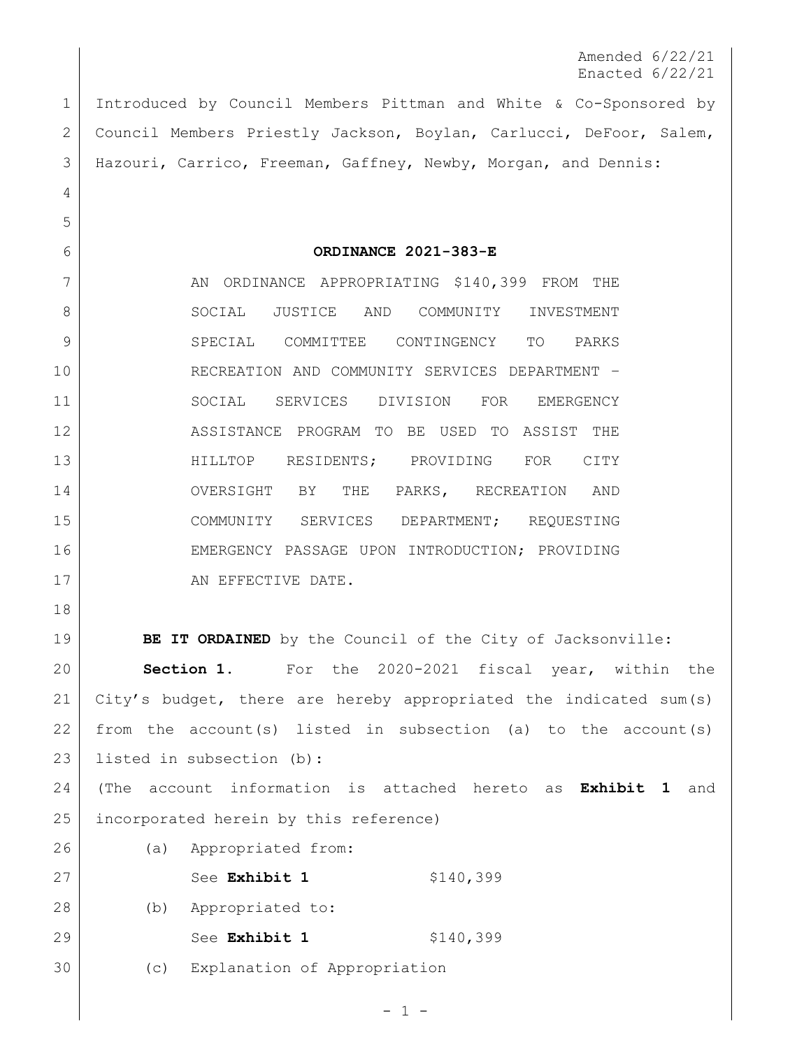Amended 6/22/21
Enacted 6/22/21

Introduced by Council Members Pittman and White & Co-Sponsored by Council Members Priestly Jackson, Boylan, Carlucci, DeFoor, Salem, Hazouri, Carrico, Freeman, Gaffney, Newby, Morgan, and Dennis:

**ORDINANCE 2021-383-E**

AN ORDINANCE APPROPRIATING $140,399 FROM THE SOCIAL JUSTICE AND COMMUNITY INVESTMENT SPECIAL COMMITTEE CONTINGENCY TO PARKS RECREATION AND COMMUNITY SERVICES DEPARTMENT – SOCIAL SERVICES DIVISION FOR EMERGENCY ASSISTANCE PROGRAM TO BE USED TO ASSIST THE HILLTOP RESIDENTS; PROVIDING FOR CITY OVERSIGHT BY THE PARKS, RECREATION AND COMMUNITY SERVICES DEPARTMENT; REQUESTING EMERGENCY PASSAGE UPON INTRODUCTION; PROVIDING AN EFFECTIVE DATE.

**BE IT ORDAINED** by the Council of the City of Jacksonville:

**Section 1.** For the 2020-2021 fiscal year, within the City's budget, there are hereby appropriated the indicated sum(s) from the account(s) listed in subsection (a) to the account(s) listed in subsection (b):

(The account information is attached hereto as **Exhibit 1** and incorporated herein by this reference)

(a) Appropriated from:

See **Exhibit 1** $140,399

(b) Appropriated to:

See **Exhibit 1** $140,399

(c) Explanation of Appropriation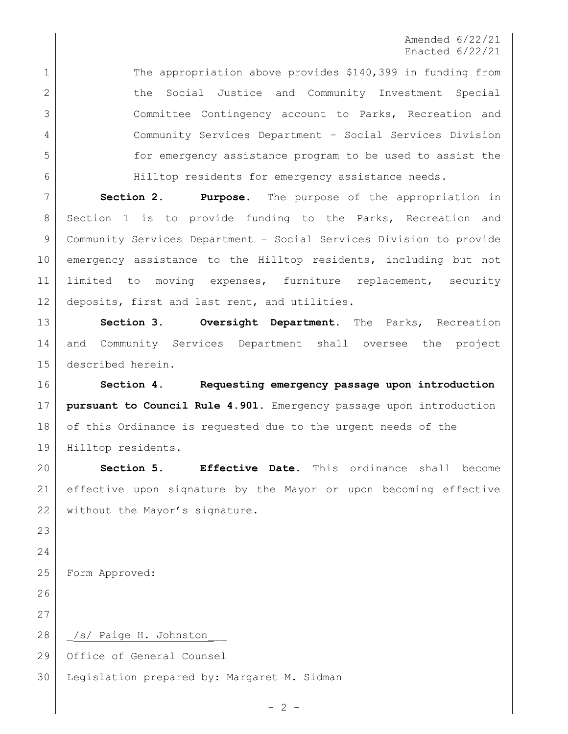Amended 6/22/21
Enacted 6/22/21

The appropriation above provides $140,399 in funding from the Social Justice and Community Investment Special Committee Contingency account to Parks, Recreation and Community Services Department – Social Services Division for emergency assistance program to be used to assist the Hilltop residents for emergency assistance needs.

**Section 2. Purpose.** The purpose of the appropriation in Section 1 is to provide funding to the Parks, Recreation and Community Services Department – Social Services Division to provide emergency assistance to the Hilltop residents, including but not limited to moving expenses, furniture replacement, security deposits, first and last rent, and utilities.

**Section 3. Oversight Department.** The Parks, Recreation and Community Services Department shall oversee the project described herein.

**Section 4. Requesting emergency passage upon introduction pursuant to Council Rule 4.901.** Emergency passage upon introduction of this Ordinance is requested due to the urgent needs of the Hilltop residents.

**Section 5. Effective Date.** This ordinance shall become effective upon signature by the Mayor or upon becoming effective without the Mayor's signature.

Form Approved:

_/s/ Paige H. Johnston___
Office of General Counsel
Legislation prepared by: Margaret M. Sidman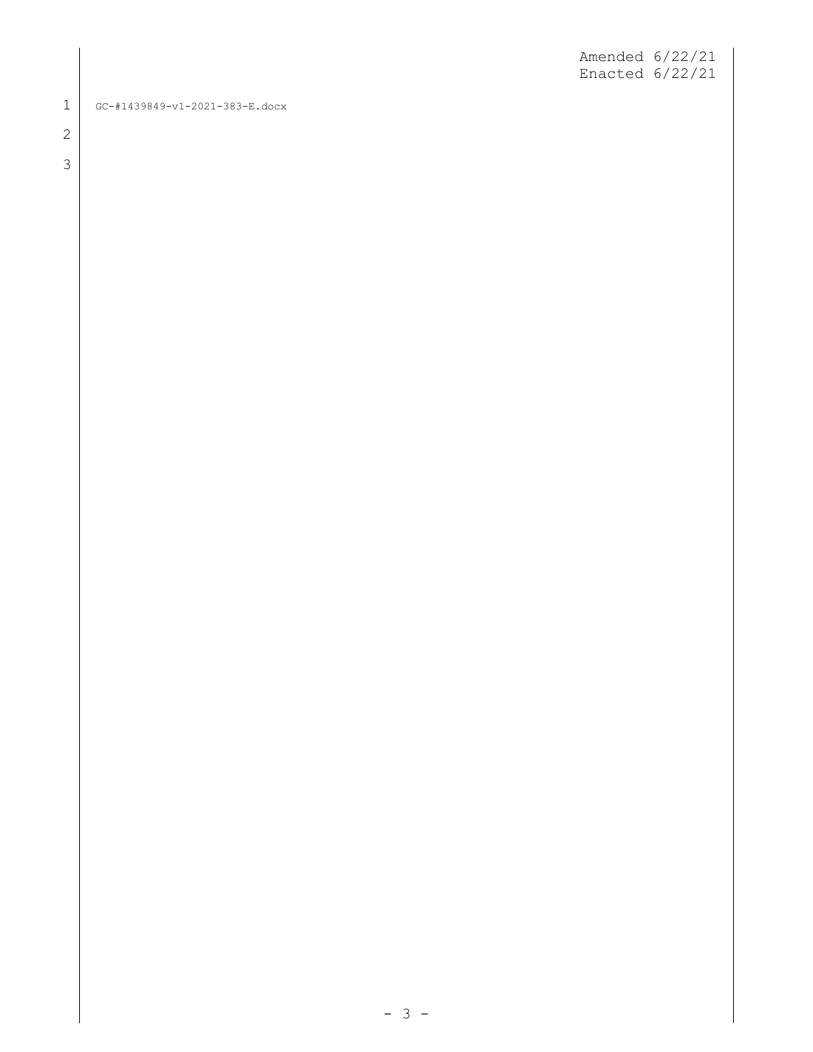Amended 6/22/21
Enacted 6/22/21

GC-#1439849-v1-2021-383-E.docx